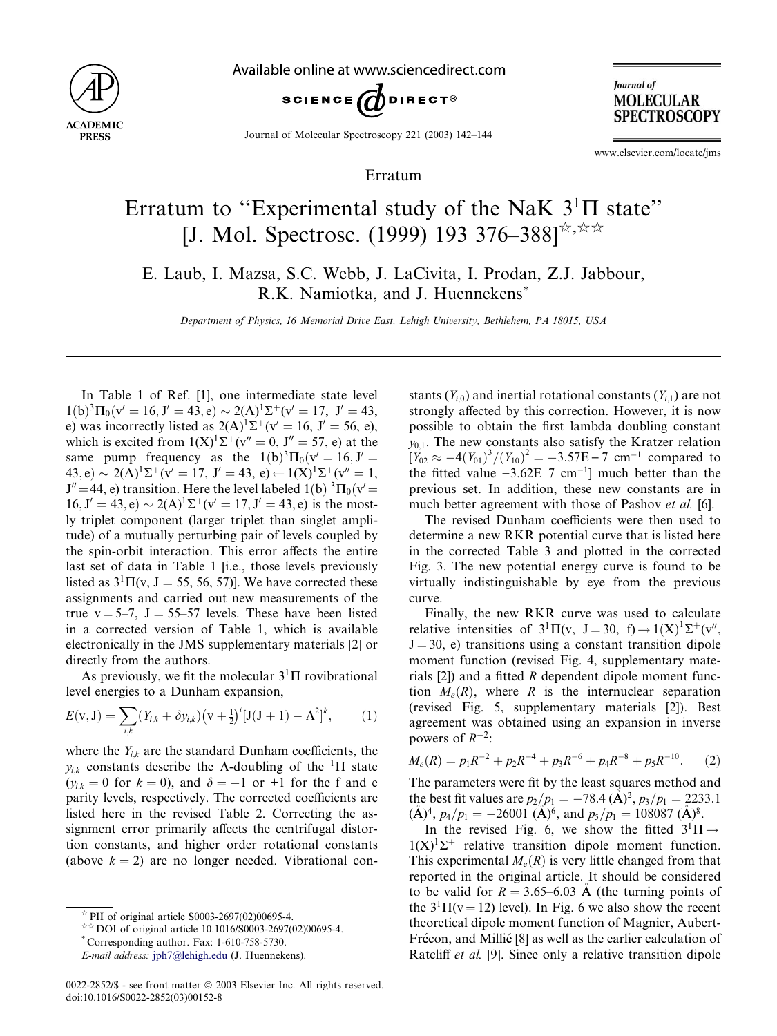Erratum

# Erratum to "Experimental study of the NaK $3^1\Pi$ state" [J. Mol. Spectrosc. (1999) 193 376–388][☆,☆☆]

E. Laub, I. Mazsa, S.C. Webb, J. LaCivita, I. Prodan, Z.J. Jabbour, R.K. Namiotka, and J. Huennekens*

*Department of Physics, 16 Memorial Drive East, Lehigh University, Bethlehem, PA 18015, USA*

---

In Table 1 of Ref. [1], one intermediate state level $1(\mathrm{b})^3\Pi_0(\mathrm{v}'=16, \mathrm{J}'=43, \mathrm{e}) \sim 2(\mathrm{A})^1\Sigma^+(\mathrm{v}'=17, \mathrm{J}'=43, \mathrm{e})$ was incorrectly listed as $2(\mathrm{A})^1\Sigma^+(\mathrm{v}'=16, \mathrm{J}'=56, \mathrm{e})$, which is excited from $1(\mathrm{X})^1\Sigma^+(\mathrm{v}''=0, \mathrm{J}''=57, \mathrm{e})$ at the same pump frequency as the $1(\mathrm{b})^3\Pi_0(\mathrm{v}'=16, \mathrm{J}'=43, \mathrm{e}) \sim 2(\mathrm{A})^1\Sigma^+(\mathrm{v}'=17, \mathrm{J}'=43, \mathrm{e}) \leftarrow 1(\mathrm{X})^1\Sigma^+(\mathrm{v}''=1, \mathrm{J}''=44, \mathrm{e})$ transition. Here the level labeled $1(\mathrm{b})\ ^3\Pi_0(\mathrm{v}'=16, \mathrm{J}'=43, \mathrm{e}) \sim 2(\mathrm{A})^1\Sigma^+(\mathrm{v}'=17, \mathrm{J}'=43, \mathrm{e})$ is the mostly triplet component (larger triplet than singlet amplitude) of a mutually perturbing pair of levels coupled by the spin-orbit interaction. This error affects the entire last set of data in Table 1 [i.e., those levels previously listed as $3^1\Pi(\mathrm{v}, \mathrm{J}=55, 56, 57)$]. We have corrected these assignments and carried out new measurements of the true $\mathrm{v}=5$–7, $\mathrm{J}=55$–57 levels. These have been listed in a corrected version of Table 1, which is available electronically in the JMS supplementary materials [2] or directly from the authors.

As previously, we fit the molecular $3^1\Pi$ rovibrational level energies to a Dunham expansion,

$$E(\mathrm{v}, \mathrm{J}) = \sum_{i,k} (Y_{i,k} + \delta y_{i,k})\left(\mathrm{v} + \tfrac{1}{2}\right)^i [\mathrm{J}(\mathrm{J}+1) - \Lambda^2]^k, \qquad (1)$$

where the $Y_{i,k}$ are the standard Dunham coefficients, the $y_{i,k}$ constants describe the $\Lambda$-doubling of the $^1\Pi$ state ($y_{i,k}=0$ for $k=0$), and $\delta=-1$ or $+1$ for the f and e parity levels, respectively. The corrected coefficients are listed here in the revised Table 2. Correcting the assignment error primarily affects the centrifugal distortion constants, and higher order rotational constants (above $k=2$) are no longer needed. Vibrational constants ($Y_{i,0}$) and inertial rotational constants ($Y_{i,1}$) are not strongly affected by this correction. However, it is now possible to obtain the first lambda doubling constant $y_{0,1}$. The new constants also satisfy the Kratzer relation [$Y_{02} \approx -4(Y_{01})^3/(Y_{10})^2 = -3.57\mathrm{E}-7\ \mathrm{cm}^{-1}$ compared to the fitted value $-3.62\mathrm{E}{-}7\ \mathrm{cm}^{-1}$] much better than the previous set. In addition, these new constants are in much better agreement with those of Pashov *et al.* [6].

The revised Dunham coefficients were then used to determine a new RKR potential curve that is listed here in the corrected Table 3 and plotted in the corrected Fig. 3. The new potential energy curve is found to be virtually indistinguishable by eye from the previous curve.

Finally, the new RKR curve was used to calculate relative intensities of $3^1\Pi(\mathrm{v}, \mathrm{J}=30, \mathrm{f}) \rightarrow 1(\mathrm{X})^1\Sigma^+(\mathrm{v}'', \mathrm{J}=30, \mathrm{e})$ transitions using a constant transition dipole moment function (revised Fig. 4, supplementary materials [2]) and a fitted $R$ dependent dipole moment function $M_e(R)$, where $R$ is the internuclear separation (revised Fig. 5, supplementary materials [2]). Best agreement was obtained using an expansion in inverse powers of $R^{-2}$:

$$M_e(R) = p_1 R^{-2} + p_2 R^{-4} + p_3 R^{-6} + p_4 R^{-8} + p_5 R^{-10}. \qquad (2)$$

The parameters were fit by the least squares method and the best fit values are $p_2/p_1 = -78.4\ (\text{Å})^2$, $p_3/p_1 = 2233.1\ (\text{Å})^4$, $p_4/p_1 = -26001\ (\text{Å})^6$, and $p_5/p_1 = 108087\ (\text{Å})^8$.

In the revised Fig. 6, we show the fitted $3^1\Pi \rightarrow 1(\mathrm{X})^1\Sigma^+$ relative transition dipole moment function. This experimental $M_e(R)$ is very little changed from that reported in the original article. It should be considered to be valid for $R = 3.65$–$6.03$ Å (the turning points of the $3^1\Pi(\mathrm{v}=12)$ level). In Fig. 6 we also show the recent theoretical dipole moment function of Magnier, Aubert-Frécon, and Millié [8] as well as the earlier calculation of Ratcliff *et al.* [9]. Since only a relative transition dipole

---

☆ PII of original article S0003-2697(02)00695-4.

☆☆ DOI of original article 10.1016/S0003-2697(02)00695-4.

\* Corresponding author. Fax: 1-610-758-5730.

*E-mail address:* jph7@lehigh.edu (J. Huennekens).

0022-2852/$ - see front matter © 2003 Elsevier Inc. All rights reserved.
doi:10.1016/S0022-2852(03)00152-8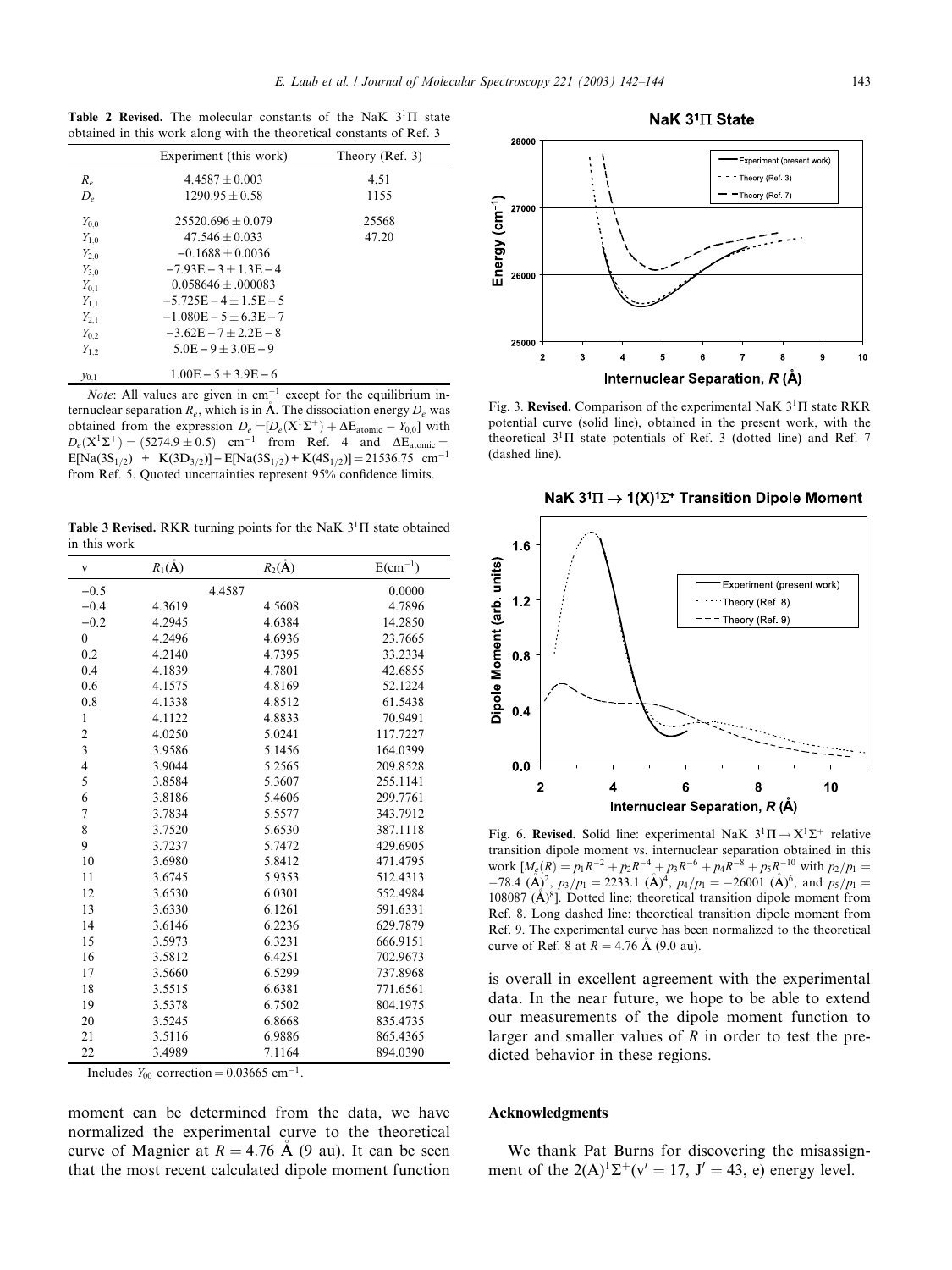**Table 2 Revised.** The molecular constants of the NaK $3^1\Pi$ state obtained in this work along with the theoretical constants of Ref. 3

| | Experiment (this work) | Theory (Ref. 3) |
|---|---|---|
| $R_e$ | $4.4587 \pm 0.003$ | 4.51 |
| $D_e$ | $1290.95 \pm 0.58$ | 1155 |
| $Y_{0,0}$ | $25520.696 \pm 0.079$ | 25568 |
| $Y_{1,0}$ | $47.546 \pm 0.033$ | 47.20 |
| $Y_{2,0}$ | $-0.1688 \pm 0.0036$ | |
| $Y_{3,0}$ | $-7.93\text{E}-3 \pm 1.3\text{E}-4$ | |
| $Y_{0,1}$ | $0.058646 \pm .000083$ | |
| $Y_{1,1}$ | $-5.725\text{E}-4 \pm 1.5\text{E}-5$ | |
| $Y_{2,1}$ | $-1.080\text{E}-5 \pm 6.3\text{E}-7$ | |
| $Y_{0,2}$ | $-3.62\text{E}-7 \pm 2.2\text{E}-8$ | |
| $Y_{1,2}$ | $5.0\text{E}-9 \pm 3.0\text{E}-9$ | |
| $y_{0,1}$ | $1.00\text{E}-5 \pm 3.9\text{E}-6$ | |

*Note*: All values are given in $\text{cm}^{-1}$ except for the equilibrium internuclear separation $R_e$, which is in Å. The dissociation energy $D_e$ was obtained from the expression $D_e = [D_e(X^1\Sigma^+) + \Delta E_{\text{atomic}} - Y_{0,0}]$ with $D_e(X^1\Sigma^+) = (5274.9 \pm 0.5)$ $\text{cm}^{-1}$ from Ref. 4 and $\Delta E_{\text{atomic}} = E[\text{Na}(3S_{1/2}) + \text{K}(3D_{3/2})] - E[\text{Na}(3S_{1/2}) + \text{K}(4S_{1/2})] = 21536.75$ $\text{cm}^{-1}$ from Ref. 5. Quoted uncertainties represent 95% confidence limits.

**Table 3 Revised.** RKR turning points for the NaK $3^1\Pi$ state obtained in this work

| v | $R_1$(Å) | $R_2$(Å) | E($\text{cm}^{-1}$) |
|---|---|---|---|
| −0.5 | 4.4587 | | 0.0000 |
| −0.4 | 4.3619 | 4.5608 | 4.7896 |
| −0.2 | 4.2945 | 4.6384 | 14.2850 |
| 0 | 4.2496 | 4.6936 | 23.7665 |
| 0.2 | 4.2140 | 4.7395 | 33.2334 |
| 0.4 | 4.1839 | 4.7801 | 42.6855 |
| 0.6 | 4.1575 | 4.8169 | 52.1224 |
| 0.8 | 4.1338 | 4.8512 | 61.5438 |
| 1 | 4.1122 | 4.8833 | 70.9491 |
| 2 | 4.0250 | 5.0241 | 117.7227 |
| 3 | 3.9586 | 5.1456 | 164.0399 |
| 4 | 3.9044 | 5.2565 | 209.8528 |
| 5 | 3.8584 | 5.3607 | 255.1141 |
| 6 | 3.8186 | 5.4606 | 299.7761 |
| 7 | 3.7834 | 5.5577 | 343.7912 |
| 8 | 3.7520 | 5.6530 | 387.1118 |
| 9 | 3.7237 | 5.7472 | 429.6905 |
| 10 | 3.6980 | 5.8412 | 471.4795 |
| 11 | 3.6745 | 5.9353 | 512.4313 |
| 12 | 3.6530 | 6.0301 | 552.4984 |
| 13 | 3.6330 | 6.1261 | 591.6331 |
| 14 | 3.6146 | 6.2236 | 629.7879 |
| 15 | 3.5973 | 6.3231 | 666.9151 |
| 16 | 3.5812 | 6.4251 | 702.9673 |
| 17 | 3.5660 | 6.5299 | 737.8968 |
| 18 | 3.5515 | 6.6381 | 771.6561 |
| 19 | 3.5378 | 6.7502 | 804.1975 |
| 20 | 3.5245 | 6.8668 | 835.4735 |
| 21 | 3.5116 | 6.9886 | 865.4365 |
| 22 | 3.4989 | 7.1164 | 894.0390 |

Includes $Y_{00}$ correction = 0.03665 $\text{cm}^{-1}$.

moment can be determined from the data, we have normalized the experimental curve to the theoretical curve of Magnier at $R = 4.76$ Å (9 au). It can be seen that the most recent calculated dipole moment function is overall in excellent agreement with the experimental data. In the near future, we hope to be able to extend our measurements of the dipole moment function to larger and smaller values of $R$ in order to test the predicted behavior in these regions.

Fig. 3. **Revised.** Comparison of the experimental NaK $3^1\Pi$ state RKR potential curve (solid line), obtained in the present work, with the theoretical $3^1\Pi$ state potentials of Ref. 3 (dotted line) and Ref. 7 (dashed line).

Fig. 6. **Revised.** Solid line: experimental NaK $3^1\Pi \rightarrow X^1\Sigma^+$ relative transition dipole moment vs. internuclear separation obtained in this work [$M_e(R) = p_1R^{-2} + p_2R^{-4} + p_3R^{-6} + p_4R^{-8} + p_5R^{-10}$ with $p_2/p_1 = -78.4$ (Å)$^2$, $p_3/p_1 = 2233.1$ (Å)$^4$, $p_4/p_1 = -26001$ (Å)$^6$, and $p_5/p_1 = 108087$ (Å)$^8$]. Dotted line: theoretical transition dipole moment from Ref. 8. Long dashed line: theoretical transition dipole moment from Ref. 9. The experimental curve has been normalized to the theoretical curve of Ref. 8 at $R = 4.76$ Å (9.0 au).

## Acknowledgments

We thank Pat Burns for discovering the misassignment of the $2(A)^1\Sigma^+(v' = 17, J' = 43, e)$ energy level.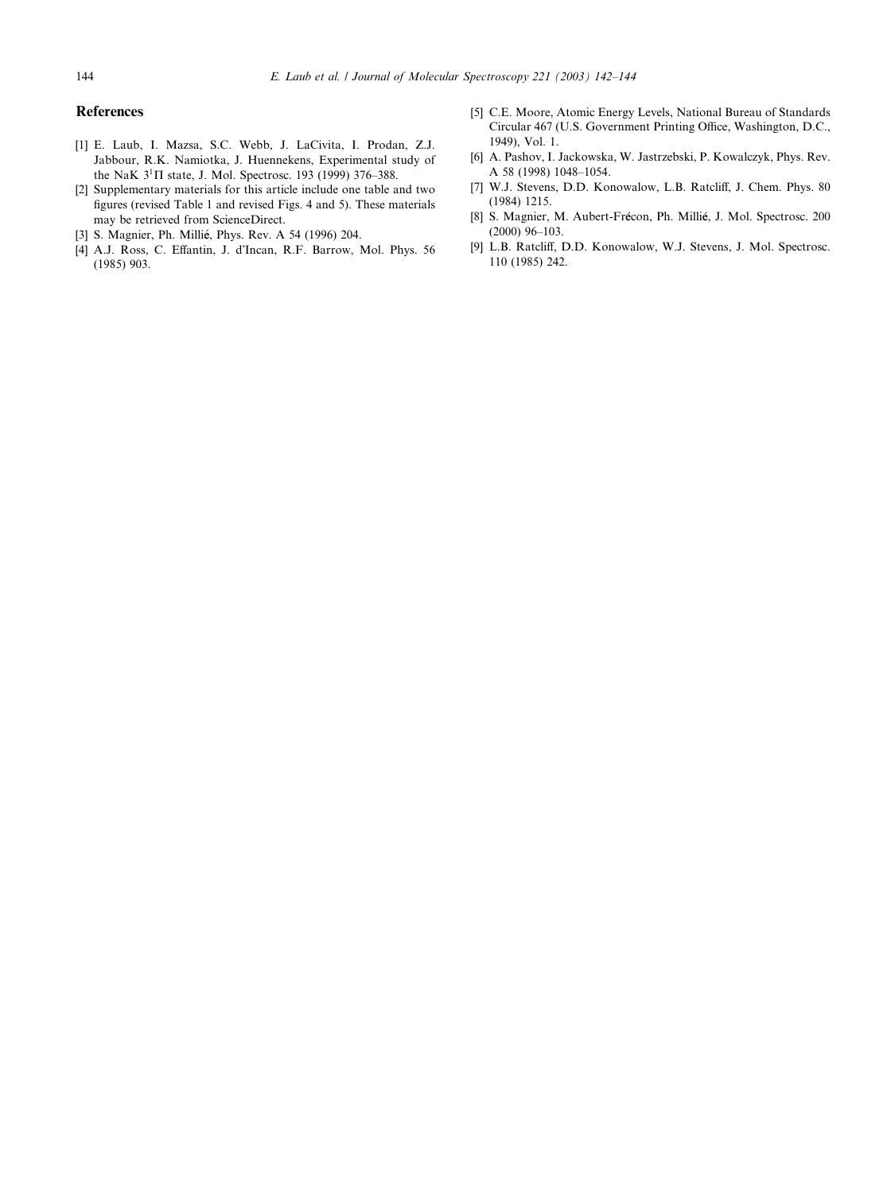## References

[1] E. Laub, I. Mazsa, S.C. Webb, J. LaCivita, I. Prodan, Z.J. Jabbour, R.K. Namiotka, J. Huennekens, Experimental study of the NaK $3^1\Pi$ state, J. Mol. Spectrosc. 193 (1999) 376–388.

[2] Supplementary materials for this article include one table and two figures (revised Table 1 and revised Figs. 4 and 5). These materials may be retrieved from ScienceDirect.

[3] S. Magnier, Ph. Millié, Phys. Rev. A 54 (1996) 204.

[4] A.J. Ross, C. Effantin, J. d'Incan, R.F. Barrow, Mol. Phys. 56 (1985) 903.

[5] C.E. Moore, Atomic Energy Levels, National Bureau of Standards Circular 467 (U.S. Government Printing Office, Washington, D.C., 1949), Vol. 1.

[6] A. Pashov, I. Jackowska, W. Jastrzebski, P. Kowalczyk, Phys. Rev. A 58 (1998) 1048–1054.

[7] W.J. Stevens, D.D. Konowalow, L.B. Ratcliff, J. Chem. Phys. 80 (1984) 1215.

[8] S. Magnier, M. Aubert-Frécon, Ph. Millié, J. Mol. Spectrosc. 200 (2000) 96–103.

[9] L.B. Ratcliff, D.D. Konowalow, W.J. Stevens, J. Mol. Spectrosc. 110 (1985) 242.